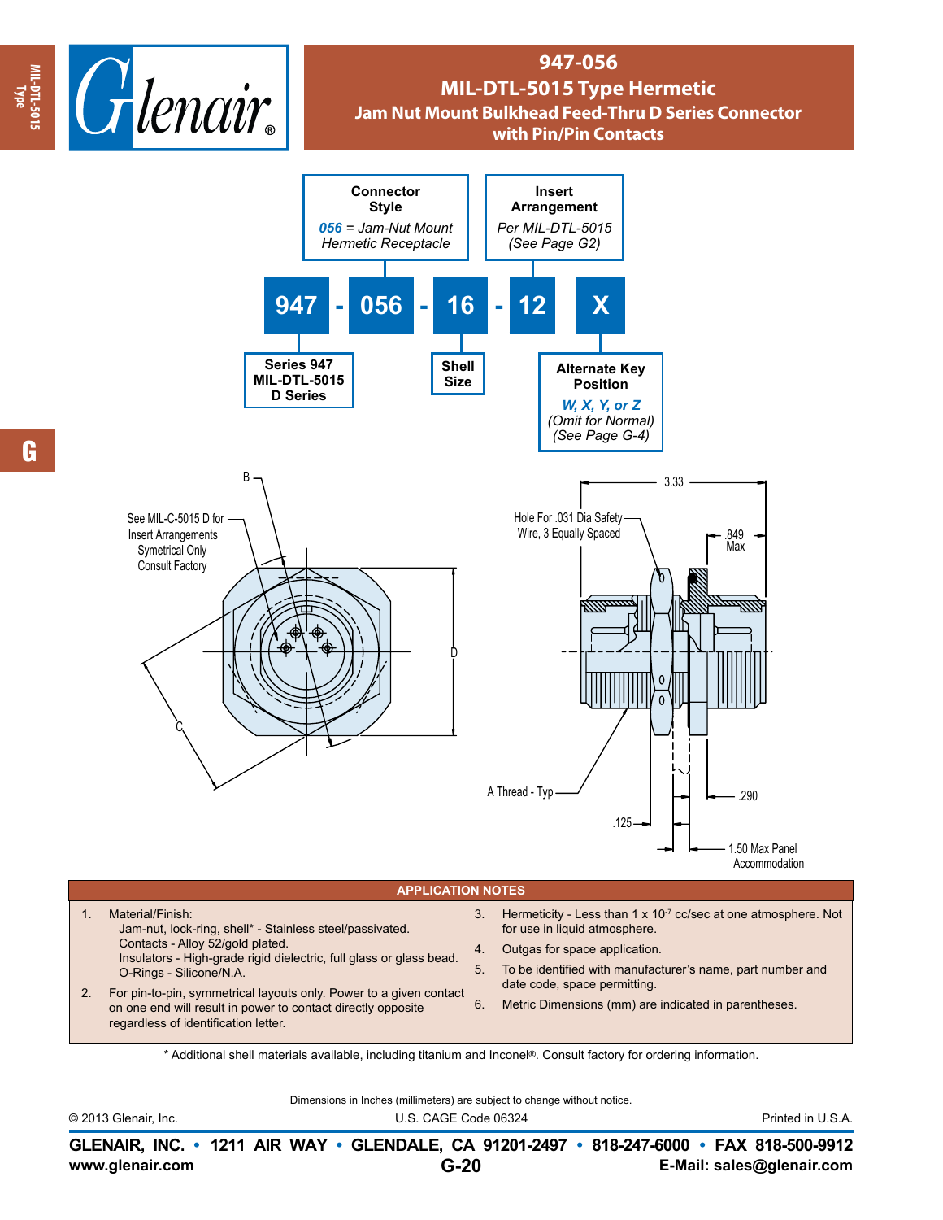# 947-056

## MIL-DTL-5015 Type Hermetic

### Jam Nut Mount Bulkhead Feed-Thru D Series Connector with Pin/Pin Contacts

**947 - 056 - 16 - 12 X**

- **Series 947** MIL-DTL-5015 D Series
- **Connector Style**: *056 = Jam-Nut Mount Hermetic Receptacle*
- **Shell Size**
- **Insert Arrangement**: *Per MIL-DTL-5015 (See Page G2)*
- **Alternate Key Position**: *W, X, Y, or Z* *(Omit for Normal) (See Page G-4)*

See MIL-C-5015 D for Insert Arrangements Symetrical Only Consult Factory

B

C

D

3.33

Hole For .031 Dia Safety Wire, 3 Equally Spaced

.849 Max

A Thread - Typ

.290

.125

1.50 Max Panel Accommodation

## APPLICATION NOTES

1. Material/Finish:
   Jam-nut, lock-ring, shell* - Stainless steel/passivated.
   Contacts - Alloy 52/gold plated.
   Insulators - High-grade rigid dielectric, full glass or glass bead.
   O-Rings - Silicone/N.A.
2. For pin-to-pin, symmetrical layouts only. Power to a given contact on one end will result in power to contact directly opposite regardless of identification letter.
3. Hermeticity - Less than 1 x $10^{-7}$ cc/sec at one atmosphere. Not for use in liquid atmosphere.
4. Outgas for space application.
5. To be identified with manufacturer's name, part number and date code, space permitting.
6. Metric Dimensions (mm) are indicated in parentheses.

\* Additional shell materials available, including titanium and Inconel®. Consult factory for ordering information.

Dimensions in Inches (millimeters) are subject to change without notice.

© 2013 Glenair, Inc. U.S. CAGE Code 06324 Printed in U.S.A.

**GLENAIR, INC. • 1211 AIR WAY • GLENDALE, CA 91201-2497 • 818-247-6000 • FAX 818-500-9912**
**www.glenair.com** **E-Mail: sales@glenair.com**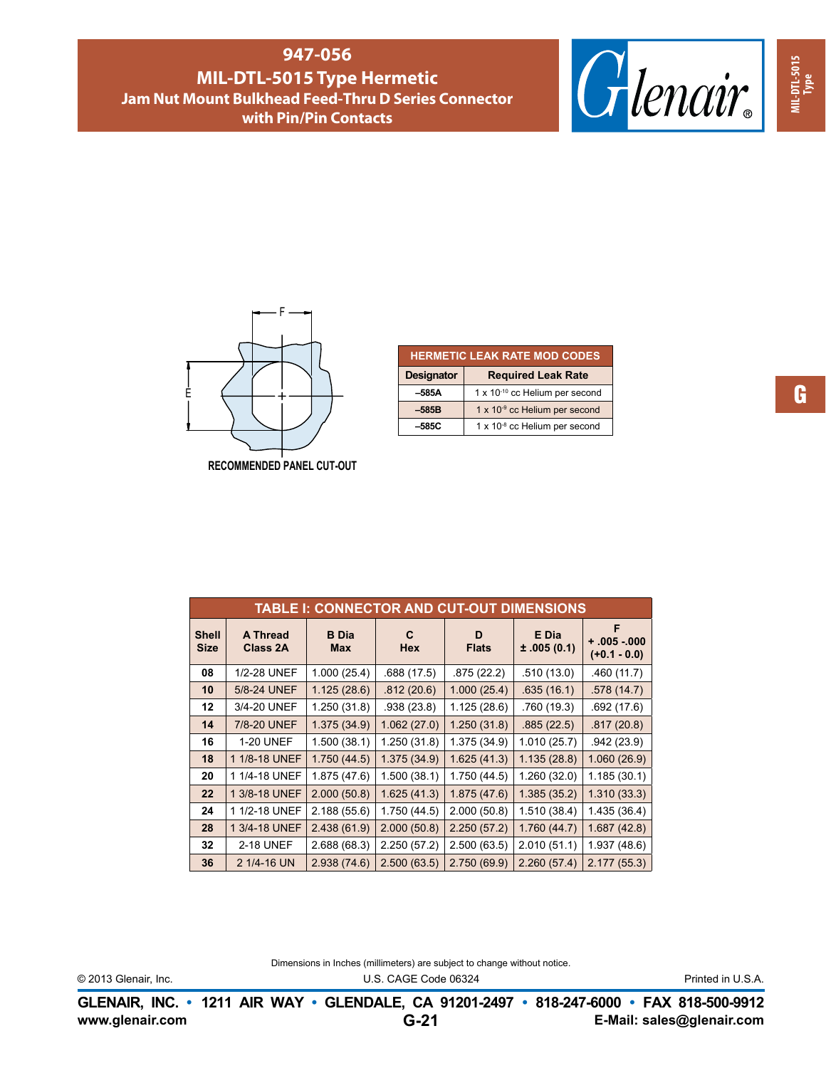# 947-056
## MIL-DTL-5015 Type Hermetic
### Jam Nut Mount Bulkhead Feed-Thru D Series Connector with Pin/Pin Contacts

F

E

RECOMMENDED PANEL CUT-OUT

| HERMETIC LEAK RATE MOD CODES | |
|---|---|
| **Designator** | **Required Leak Rate** |
| –585A | 1 x $10^{-10}$ cc Helium per second |
| –585B | 1 x $10^{-9}$ cc Helium per second |
| –585C | 1 x $10^{-8}$ cc Helium per second |

**TABLE I: CONNECTOR AND CUT-OUT DIMENSIONS**

| Shell Size | A Thread Class 2A | B Dia Max | C Hex | D Flats | E Dia ± .005 (0.1) | F + .005 -.000 (+0.1 - 0.0) |
|---|---|---|---|---|---|---|
| 08 | 1/2-28 UNEF | 1.000 (25.4) | .688 (17.5) | .875 (22.2) | .510 (13.0) | .460 (11.7) |
| 10 | 5/8-24 UNEF | 1.125 (28.6) | .812 (20.6) | 1.000 (25.4) | .635 (16.1) | .578 (14.7) |
| 12 | 3/4-20 UNEF | 1.250 (31.8) | .938 (23.8) | 1.125 (28.6) | .760 (19.3) | .692 (17.6) |
| 14 | 7/8-20 UNEF | 1.375 (34.9) | 1.062 (27.0) | 1.250 (31.8) | .885 (22.5) | .817 (20.8) |
| 16 | 1-20 UNEF | 1.500 (38.1) | 1.250 (31.8) | 1.375 (34.9) | 1.010 (25.7) | .942 (23.9) |
| 18 | 1 1/8-18 UNEF | 1.750 (44.5) | 1.375 (34.9) | 1.625 (41.3) | 1.135 (28.8) | 1.060 (26.9) |
| 20 | 1 1/4-18 UNEF | 1.875 (47.6) | 1.500 (38.1) | 1.750 (44.5) | 1.260 (32.0) | 1.185 (30.1) |
| 22 | 1 3/8-18 UNEF | 2.000 (50.8) | 1.625 (41.3) | 1.875 (47.6) | 1.385 (35.2) | 1.310 (33.3) |
| 24 | 1 1/2-18 UNEF | 2.188 (55.6) | 1.750 (44.5) | 2.000 (50.8) | 1.510 (38.4) | 1.435 (36.4) |
| 28 | 1 3/4-18 UNEF | 2.438 (61.9) | 2.000 (50.8) | 2.250 (57.2) | 1.760 (44.7) | 1.687 (42.8) |
| 32 | 2-18 UNEF | 2.688 (68.3) | 2.250 (57.2) | 2.500 (63.5) | 2.010 (51.1) | 1.937 (48.6) |
| 36 | 2 1/4-16 UN | 2.938 (74.6) | 2.500 (63.5) | 2.750 (69.9) | 2.260 (57.4) | 2.177 (55.3) |

Dimensions in Inches (millimeters) are subject to change without notice.